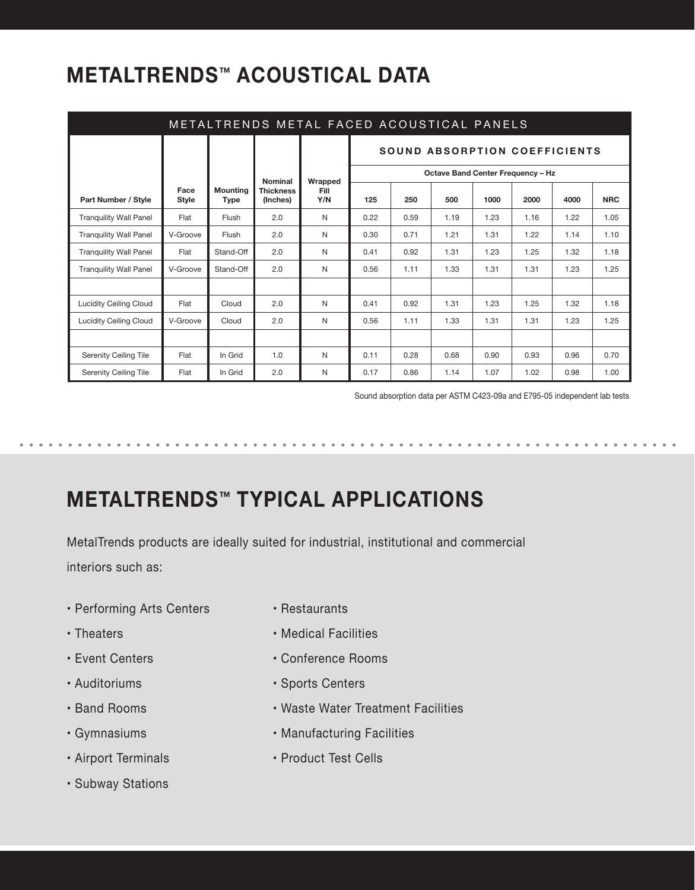# METALTRENDS™ ACOUSTICAL DATA

| METALTRENDS METAL FACED ACOUSTICAL PANELS | | | | | | | | | | | |
|---|---|---|---|---|---|---|---|---|---|---|---|
| | | | | | SOUND ABSORPTION COEFFICIENTS | | | | | | |
| | | | | | Octave Band Center Frequency – Hz | | | | | | |
| Part Number / Style | Face Style | Mounting Type | Nominal Thickness (Inches) | Wrapped Fill Y/N | 125 | 250 | 500 | 1000 | 2000 | 4000 | NRC |
| Tranquility Wall Panel | Flat | Flush | 2.0 | N | 0.22 | 0.59 | 1.19 | 1.23 | 1.16 | 1.22 | 1.05 |
| Tranquility Wall Panel | V-Groove | Flush | 2.0 | N | 0.30 | 0.71 | 1.21 | 1.31 | 1.22 | 1.14 | 1.10 |
| Tranquility Wall Panel | Flat | Stand-Off | 2.0 | N | 0.41 | 0.92 | 1.31 | 1.23 | 1.25 | 1.32 | 1.18 |
| Tranquility Wall Panel | V-Groove | Stand-Off | 2.0 | N | 0.56 | 1.11 | 1.33 | 1.31 | 1.31 | 1.23 | 1.25 |
| | | | | | | | | | | | |
| Lucidity Ceiling Cloud | Flat | Cloud | 2.0 | N | 0.41 | 0.92 | 1.31 | 1.23 | 1.25 | 1.32 | 1.18 |
| Lucidity Ceiling Cloud | V-Groove | Cloud | 2.0 | N | 0.56 | 1.11 | 1.33 | 1.31 | 1.31 | 1.23 | 1.25 |
| | | | | | | | | | | | |
| Serenity Ceiling Tile | Flat | In Grid | 1.0 | N | 0.11 | 0.28 | 0.68 | 0.90 | 0.93 | 0.96 | 0.70 |
| Serenity Ceiling Tile | Flat | In Grid | 2.0 | N | 0.17 | 0.86 | 1.14 | 1.07 | 1.02 | 0.98 | 1.00 |

Sound absorption data per ASTM C423-09a and E795-05 independent lab tests

# METALTRENDS™ TYPICAL APPLICATIONS

MetalTrends products are ideally suited for industrial, institutional and commercial interiors such as:

- Performing Arts Centers
- Theaters
- Event Centers
- Auditoriums
- Band Rooms
- Gymnasiums
- Airport Terminals
- Subway Stations
- Restaurants
- Medical Facilities
- Conference Rooms
- Sports Centers
- Waste Water Treatment Facilities
- Manufacturing Facilities
- Product Test Cells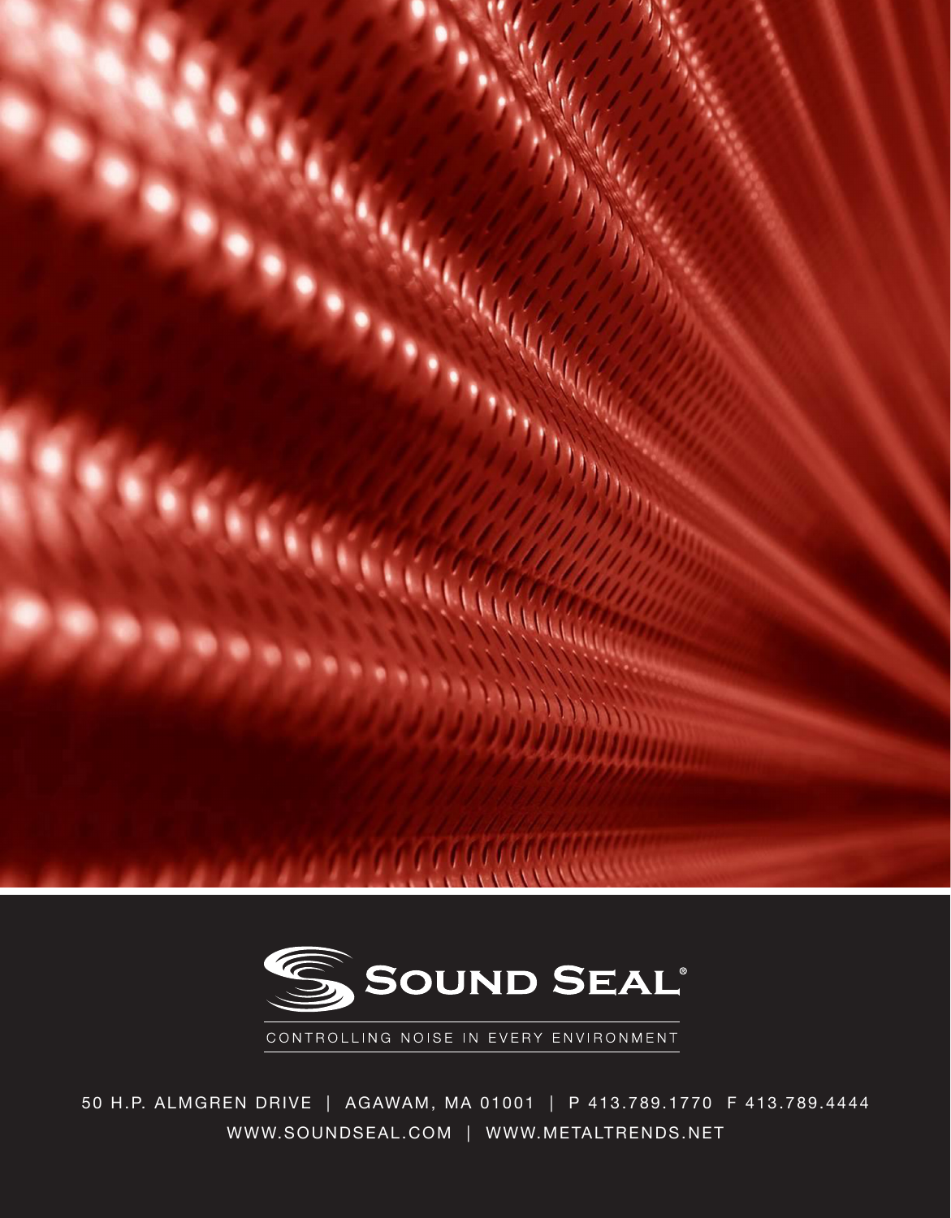SOUND SEAL®

CONTROLLING NOISE IN EVERY ENVIRONMENT

50 H.P. ALMGREN DRIVE | AGAWAM, MA 01001 | P 413.789.1770 F 413.789.4444

WWW.SOUNDSEAL.COM | WWW.METALTRENDS.NET